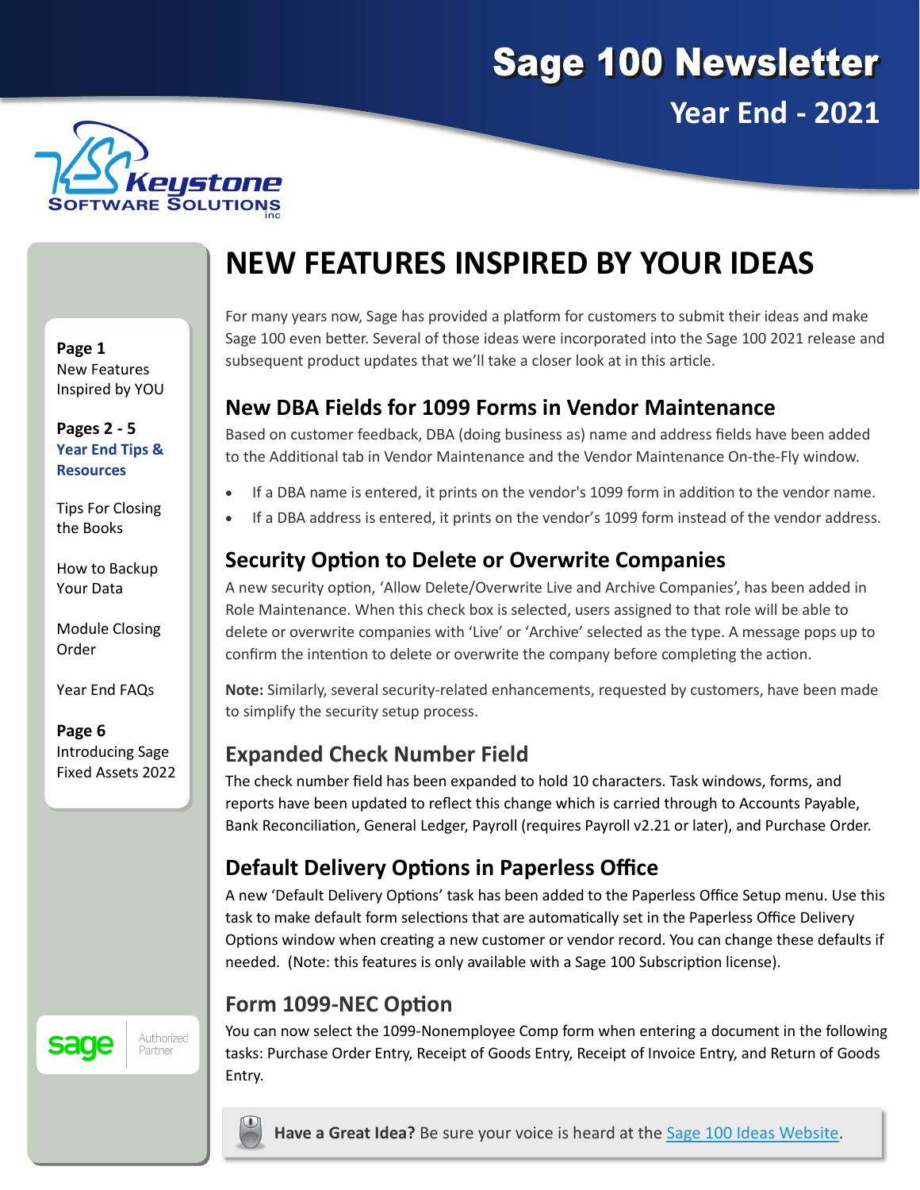# Sage 100 Newsletter

## Year End - 2021

Keystone Software Solutions inc

**Page 1**
New Features Inspired by YOU

**Pages 2 - 5**
**Year End Tips & Resources**

Tips For Closing the Books

How to Backup Your Data

Module Closing Order

Year End FAQs

**Page 6**
Introducing Sage Fixed Assets 2022

sage Authorized Partner

# NEW FEATURES INSPIRED BY YOUR IDEAS

For many years now, Sage has provided a platform for customers to submit their ideas and make Sage 100 even better. Several of those ideas were incorporated into the Sage 100 2021 release and subsequent product updates that we'll take a closer look at in this article.

## New DBA Fields for 1099 Forms in Vendor Maintenance

Based on customer feedback, DBA (doing business as) name and address fields have been added to the Additional tab in Vendor Maintenance and the Vendor Maintenance On-the-Fly window.

- If a DBA name is entered, it prints on the vendor's 1099 form in addition to the vendor name.
- If a DBA address is entered, it prints on the vendor's 1099 form instead of the vendor address.

## Security Option to Delete or Overwrite Companies

A new security option, 'Allow Delete/Overwrite Live and Archive Companies', has been added in Role Maintenance. When this check box is selected, users assigned to that role will be able to delete or overwrite companies with 'Live' or 'Archive' selected as the type. A message pops up to confirm the intention to delete or overwrite the company before completing the action.

**Note:** Similarly, several security-related enhancements, requested by customers, have been made to simplify the security setup process.

## Expanded Check Number Field

The check number field has been expanded to hold 10 characters. Task windows, forms, and reports have been updated to reflect this change which is carried through to Accounts Payable, Bank Reconciliation, General Ledger, Payroll (requires Payroll v2.21 or later), and Purchase Order.

## Default Delivery Options in Paperless Office

A new 'Default Delivery Options' task has been added to the Paperless Office Setup menu. Use this task to make default form selections that are automatically set in the Paperless Office Delivery Options window when creating a new customer or vendor record. You can change these defaults if needed. (Note: this features is only available with a Sage 100 Subscription license).

## Form 1099-NEC Option

You can now select the 1099-Nonemployee Comp form when entering a document in the following tasks: Purchase Order Entry, Receipt of Goods Entry, Receipt of Invoice Entry, and Return of Goods Entry.

**Have a Great Idea?** Be sure your voice is heard at the [Sage 100 Ideas Website](Sage 100 Ideas Website).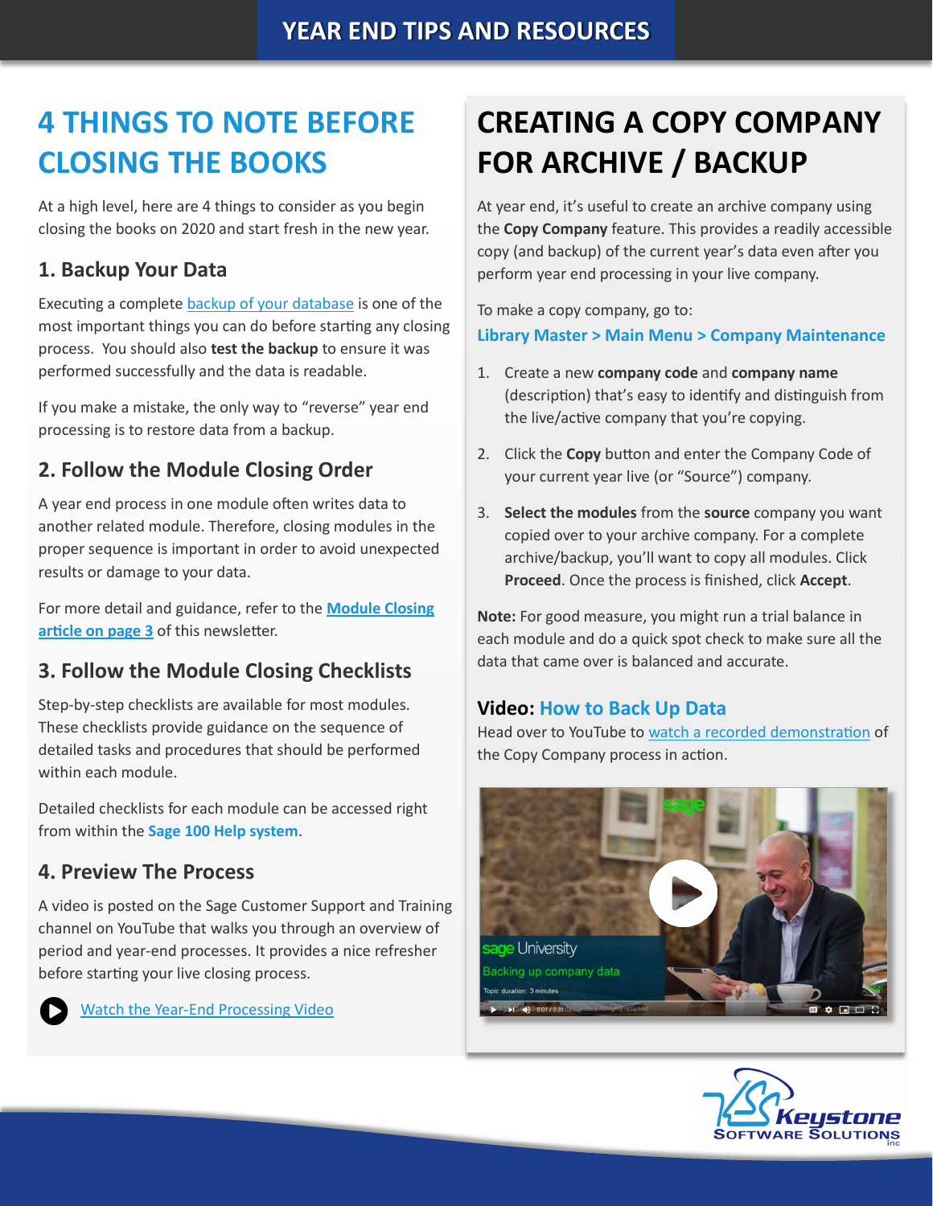# 4 THINGS TO NOTE BEFORE CLOSING THE BOOKS

At a high level, here are 4 things to consider as you begin closing the books on 2020 and start fresh in the new year.

## 1. Backup Your Data

Executing a complete backup of your database is one of the most important things you can do before starting any closing process. You should also **test the backup** to ensure it was performed successfully and the data is readable.

If you make a mistake, the only way to "reverse" year end processing is to restore data from a backup.

## 2. Follow the Module Closing Order

A year end process in one module often writes data to another related module. Therefore, closing modules in the proper sequence is important in order to avoid unexpected results or damage to your data.

For more detail and guidance, refer to the **Module Closing article on page 3** of this newsletter.

## 3. Follow the Module Closing Checklists

Step-by-step checklists are available for most modules. These checklists provide guidance on the sequence of detailed tasks and procedures that should be performed within each module.

Detailed checklists for each module can be accessed right from within the **Sage 100 Help system**.

## 4. Preview The Process

A video is posted on the Sage Customer Support and Training channel on YouTube that walks you through an overview of period and year-end processes. It provides a nice refresher before starting your live closing process.

Watch the Year-End Processing Video

# CREATING A COPY COMPANY FOR ARCHIVE / BACKUP

At year end, it's useful to create an archive company using the **Copy Company** feature. This provides a readily accessible copy (and backup) of the current year's data even after you perform year end processing in your live company.

To make a copy company, go to:

**Library Master > Main Menu > Company Maintenance**

1. Create a new **company code** and **company name** (description) that's easy to identify and distinguish from the live/active company that you're copying.
2. Click the **Copy** button and enter the Company Code of your current year live (or "Source") company.
3. **Select the modules** from the **source** company you want copied over to your archive company. For a complete archive/backup, you'll want to copy all modules. Click **Proceed**. Once the process is finished, click **Accept**.

**Note:** For good measure, you might run a trial balance in each module and do a quick spot check to make sure all the data that came over is balanced and accurate.

### Video: How to Back Up Data

Head over to YouTube to watch a recorded demonstration of the Copy Company process in action.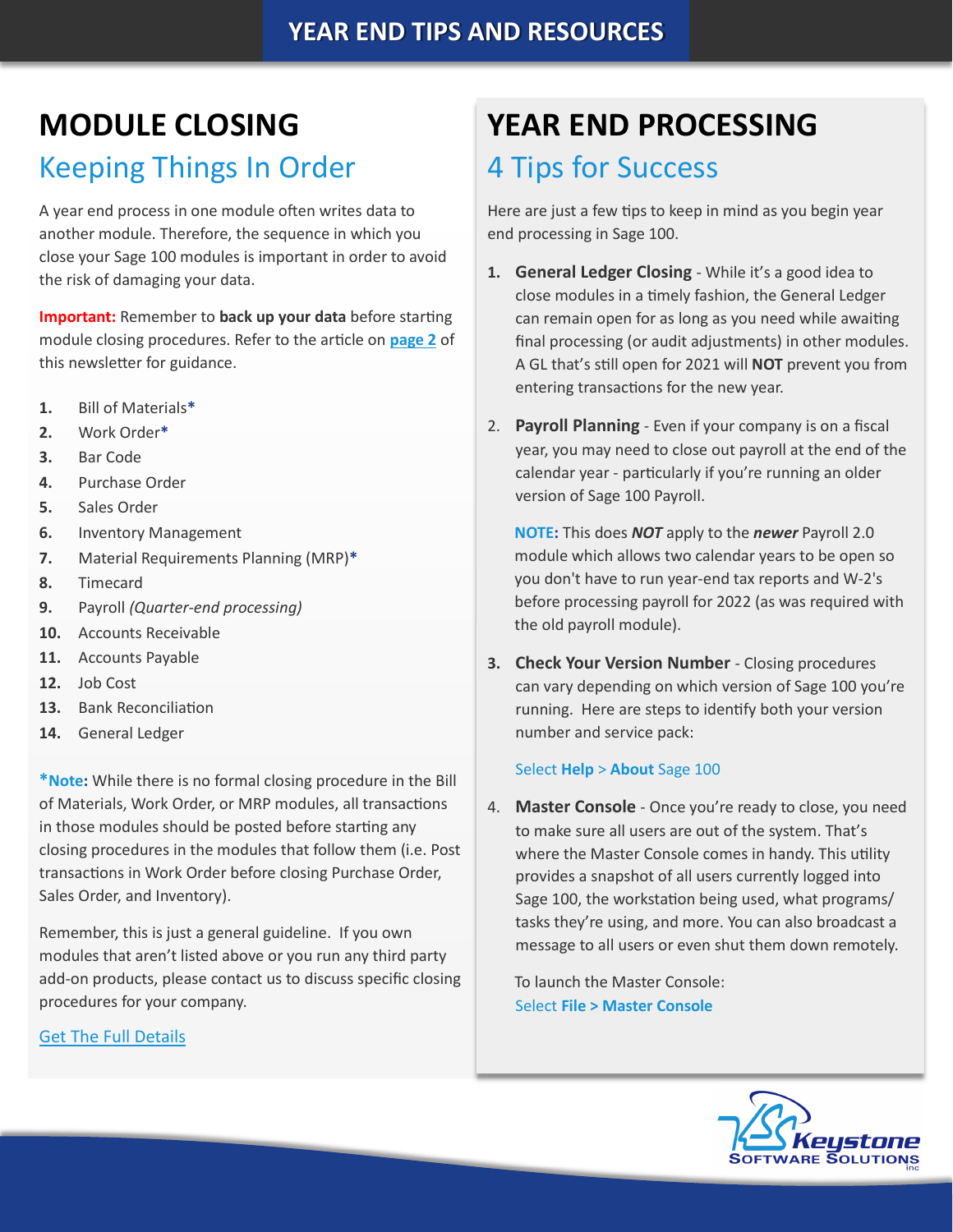# MODULE CLOSING

## Keeping Things In Order

A year end process in one module often writes data to another module. Therefore, the sequence in which you close your Sage 100 modules is important in order to avoid the risk of damaging your data.

**Important:** Remember to **back up your data** before starting module closing procedures. Refer to the article on **page 2** of this newsletter for guidance.

1. Bill of Materials*
2. Work Order*
3. Bar Code
4. Purchase Order
5. Sales Order
6. Inventory Management
7. Material Requirements Planning (MRP)*
8. Timecard
9. Payroll *(Quarter-end processing)*
10. Accounts Receivable
11. Accounts Payable
12. Job Cost
13. Bank Reconciliation
14. General Ledger

***Note:** While there is no formal closing procedure in the Bill of Materials, Work Order, or MRP modules, all transactions in those modules should be posted before starting any closing procedures in the modules that follow them (i.e. Post transactions in Work Order before closing Purchase Order, Sales Order, and Inventory).

Remember, this is just a general guideline. If you own modules that aren't listed above or you run any third party add-on products, please contact us to discuss specific closing procedures for your company.

Get The Full Details

# YEAR END PROCESSING

## 4 Tips for Success

Here are just a few tips to keep in mind as you begin year end processing in Sage 100.

1. **General Ledger Closing** - While it's a good idea to close modules in a timely fashion, the General Ledger can remain open for as long as you need while awaiting final processing (or audit adjustments) in other modules. A GL that's still open for 2021 will **NOT** prevent you from entering transactions for the new year.

2. **Payroll Planning** - Even if your company is on a fiscal year, you may need to close out payroll at the end of the calendar year - particularly if you're running an older version of Sage 100 Payroll.

   **NOTE:** This does ***NOT*** apply to the ***newer*** Payroll 2.0 module which allows two calendar years to be open so you don't have to run year-end tax reports and W-2's before processing payroll for 2022 (as was required with the old payroll module).

3. **Check Your Version Number** - Closing procedures can vary depending on which version of Sage 100 you're running. Here are steps to identify both your version number and service pack:

   Select **Help** > **About** Sage 100

4. **Master Console** - Once you're ready to close, you need to make sure all users are out of the system. That's where the Master Console comes in handy. This utility provides a snapshot of all users currently logged into Sage 100, the workstation being used, what programs/tasks they're using, and more. You can also broadcast a message to all users or even shut them down remotely.

   To launch the Master Console:
   Select **File > Master Console**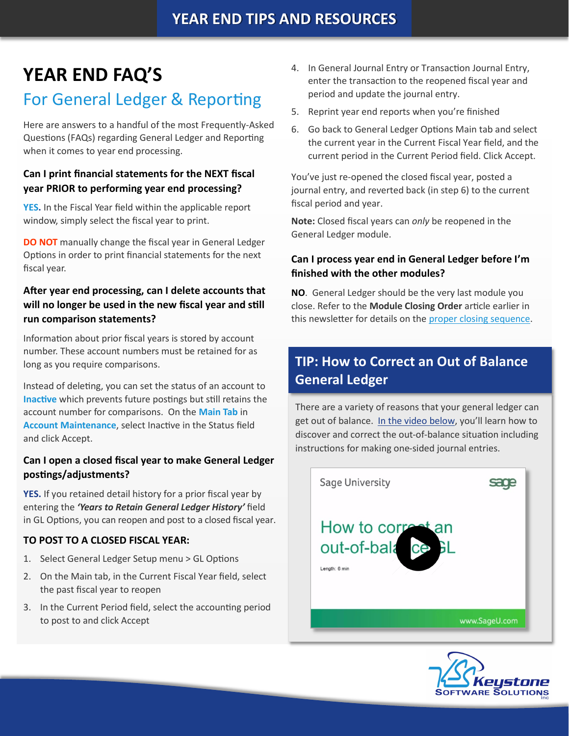# YEAR END FAQ'S

## For General Ledger & Reporting

Here are answers to a handful of the most Frequently-Asked Questions (FAQs) regarding General Ledger and Reporting when it comes to year end processing.

### Can I print financial statements for the NEXT fiscal year PRIOR to performing year end processing?

**YES.** In the Fiscal Year field within the applicable report window, simply select the fiscal year to print.

**DO NOT** manually change the fiscal year in General Ledger Options in order to print financial statements for the next fiscal year.

### After year end processing, can I delete accounts that will no longer be used in the new fiscal year and still run comparison statements?

Information about prior fiscal years is stored by account number. These account numbers must be retained for as long as you require comparisons.

Instead of deleting, you can set the status of an account to **Inactive** which prevents future postings but still retains the account number for comparisons. On the **Main Tab** in **Account Maintenance**, select Inactive in the Status field and click Accept.

### Can I open a closed fiscal year to make General Ledger postings/adjustments?

**YES.** If you retained detail history for a prior fiscal year by entering the ***'Years to Retain General Ledger History'*** field in GL Options, you can reopen and post to a closed fiscal year.

**TO POST TO A CLOSED FISCAL YEAR:**

1. Select General Ledger Setup menu > GL Options
2. On the Main tab, in the Current Fiscal Year field, select the past fiscal year to reopen
3. In the Current Period field, select the accounting period to post to and click Accept
4. In General Journal Entry or Transaction Journal Entry, enter the transaction to the reopened fiscal year and period and update the journal entry.
5. Reprint year end reports when you're finished
6. Go back to General Ledger Options Main tab and select the current year in the Current Fiscal Year field, and the current period in the Current Period field. Click Accept.

You've just re-opened the closed fiscal year, posted a journal entry, and reverted back (in step 6) to the current fiscal period and year.

**Note:** Closed fiscal years can *only* be reopened in the General Ledger module.

### Can I process year end in General Ledger before I'm finished with the other modules?

**NO**. General Ledger should be the very last module you close. Refer to the **Module Closing Order** article earlier in this newsletter for details on the proper closing sequence.

## TIP: How to Correct an Out of Balance General Ledger

There are a variety of reasons that your general ledger can get out of balance. In the video below, you'll learn how to discover and correct the out-of-balance situation including instructions for making one-sided journal entries.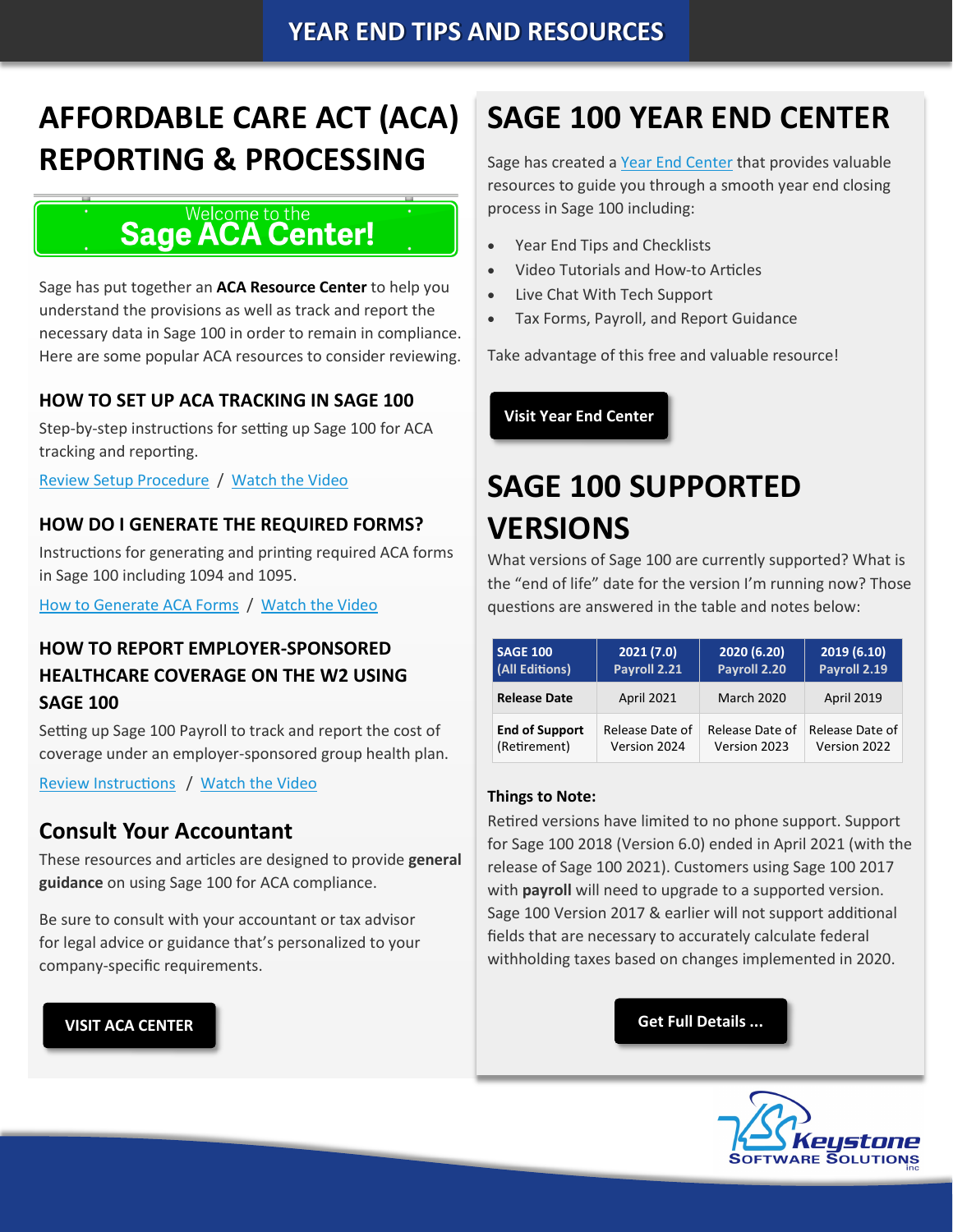# YEAR END TIPS AND RESOURCES

## AFFORDABLE CARE ACT (ACA) REPORTING & PROCESSING

Welcome to the **Sage ACA Center!**

Sage has put together an **ACA Resource Center** to help you understand the provisions as well as track and report the necessary data in Sage 100 in order to remain in compliance. Here are some popular ACA resources to consider reviewing.

### HOW TO SET UP ACA TRACKING IN SAGE 100

Step-by-step instructions for setting up Sage 100 for ACA tracking and reporting.

Review Setup Procedure / Watch the Video

### HOW DO I GENERATE THE REQUIRED FORMS?

Instructions for generating and printing required ACA forms in Sage 100 including 1094 and 1095.

How to Generate ACA Forms / Watch the Video

### HOW TO REPORT EMPLOYER-SPONSORED HEALTHCARE COVERAGE ON THE W2 USING SAGE 100

Setting up Sage 100 Payroll to track and report the cost of coverage under an employer-sponsored group health plan.

Review Instructions / Watch the Video

### Consult Your Accountant

These resources and articles are designed to provide **general guidance** on using Sage 100 for ACA compliance.

Be sure to consult with your accountant or tax advisor for legal advice or guidance that's personalized to your company-specific requirements.

**VISIT ACA CENTER**

## SAGE 100 YEAR END CENTER

Sage has created a Year End Center that provides valuable resources to guide you through a smooth year end closing process in Sage 100 including:

- Year End Tips and Checklists
- Video Tutorials and How-to Articles
- Live Chat With Tech Support
- Tax Forms, Payroll, and Report Guidance

Take advantage of this free and valuable resource!

**Visit Year End Center**

## SAGE 100 SUPPORTED VERSIONS

What versions of Sage 100 are currently supported? What is the "end of life" date for the version I'm running now? Those questions are answered in the table and notes below:

| SAGE 100 (All Editions) | 2021 (7.0) Payroll 2.21 | 2020 (6.20) Payroll 2.20 | 2019 (6.10) Payroll 2.19 |
|---|---|---|---|
| **Release Date** | April 2021 | March 2020 | April 2019 |
| **End of Support** (Retirement) | Release Date of Version 2024 | Release Date of Version 2023 | Release Date of Version 2022 |

**Things to Note:**

Retired versions have limited to no phone support. Support for Sage 100 2018 (Version 6.0) ended in April 2021 (with the release of Sage 100 2021). Customers using Sage 100 2017 with **payroll** will need to upgrade to a supported version. Sage 100 Version 2017 & earlier will not support additional fields that are necessary to accurately calculate federal withholding taxes based on changes implemented in 2020.

**Get Full Details ...**

Keystone Software Solutions inc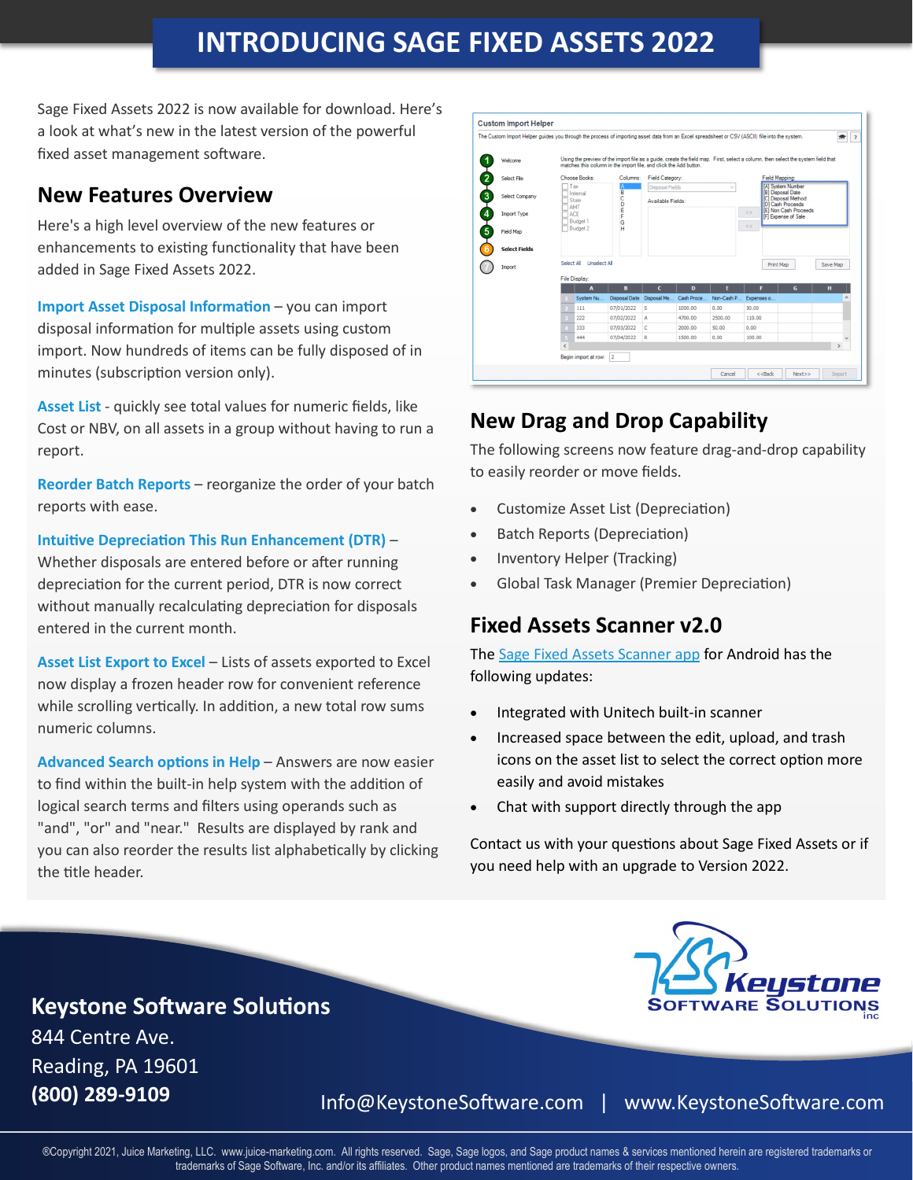# INTRODUCING SAGE FIXED ASSETS 2022

Sage Fixed Assets 2022 is now available for download. Here's a look at what's new in the latest version of the powerful fixed asset management software.

## New Features Overview

Here's a high level overview of the new features or enhancements to existing functionality that have been added in Sage Fixed Assets 2022.

**Import Asset Disposal Information** – you can import disposal information for multiple assets using custom import. Now hundreds of items can be fully disposed of in minutes (subscription version only).

**Asset List** - quickly see total values for numeric fields, like Cost or NBV, on all assets in a group without having to run a report.

**Reorder Batch Reports** – reorganize the order of your batch reports with ease.

**Intuitive Depreciation This Run Enhancement (DTR)** – Whether disposals are entered before or after running depreciation for the current period, DTR is now correct without manually recalculating depreciation for disposals entered in the current month.

**Asset List Export to Excel** – Lists of assets exported to Excel now display a frozen header row for convenient reference while scrolling vertically. In addition, a new total row sums numeric columns.

**Advanced Search options in Help** – Answers are now easier to find within the built-in help system with the addition of logical search terms and filters using operands such as "and", "or" and "near." Results are displayed by rank and you can also reorder the results list alphabetically by clicking the title header.

## New Drag and Drop Capability

The following screens now feature drag-and-drop capability to easily reorder or move fields.

- Customize Asset List (Depreciation)
- Batch Reports (Depreciation)
- Inventory Helper (Tracking)
- Global Task Manager (Premier Depreciation)

## Fixed Assets Scanner v2.0

The Sage Fixed Assets Scanner app for Android has the following updates:

- Integrated with Unitech built-in scanner
- Increased space between the edit, upload, and trash icons on the asset list to select the correct option more easily and avoid mistakes
- Chat with support directly through the app

Contact us with your questions about Sage Fixed Assets or if you need help with an upgrade to Version 2022.

**Keystone Software Solutions**
844 Centre Ave.
Reading, PA 19601
**(800) 289-9109**

Info@KeystoneSoftware.com | www.KeystoneSoftware.com

©Copyright 2021, Juice Marketing, LLC. www.juice-marketing.com. All rights reserved. Sage, Sage logos, and Sage product names & services mentioned herein are registered trademarks or trademarks of Sage Software, Inc. and/or its affiliates. Other product names mentioned are trademarks of their respective owners.